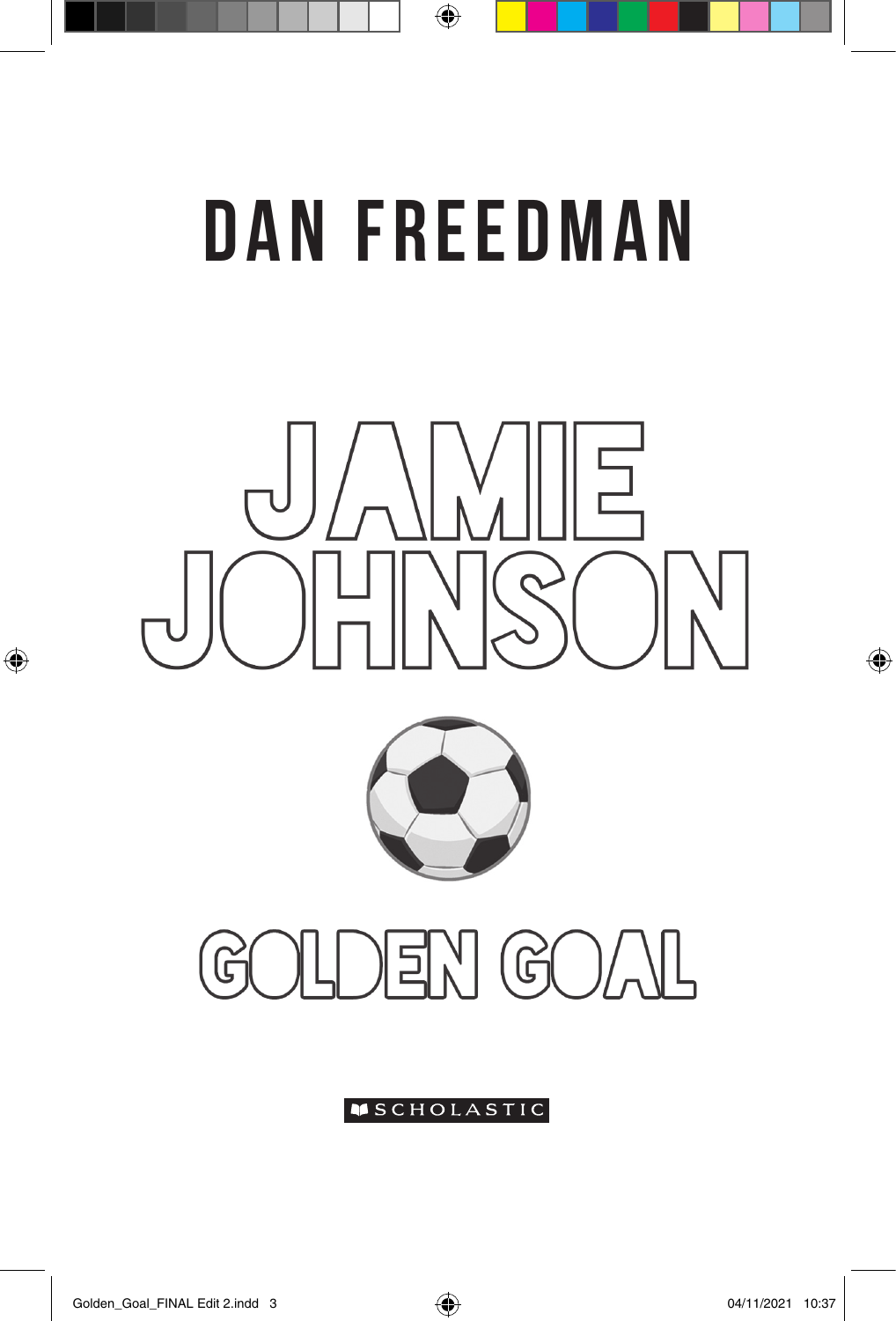DAN FREEDMAN

# JAMIE JOHNSON

## GOLDEN GOAL

SCHOLASTIC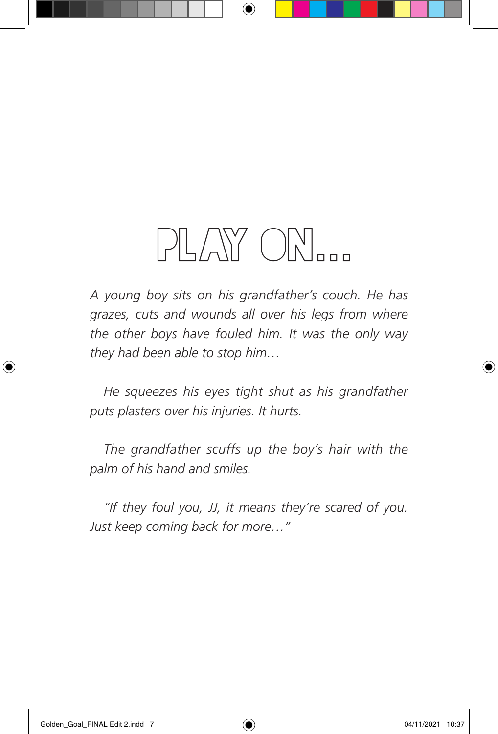# PLAY ON...

*A young boy sits on his grandfather's couch. He has grazes, cuts and wounds all over his legs from where the other boys have fouled him. It was the only way they had been able to stop him…*

*He squeezes his eyes tight shut as his grandfather puts plasters over his injuries. It hurts.*

*The grandfather scuffs up the boy's hair with the palm of his hand and smiles.*

*"If they foul you, JJ, it means they're scared of you. Just keep coming back for more…"*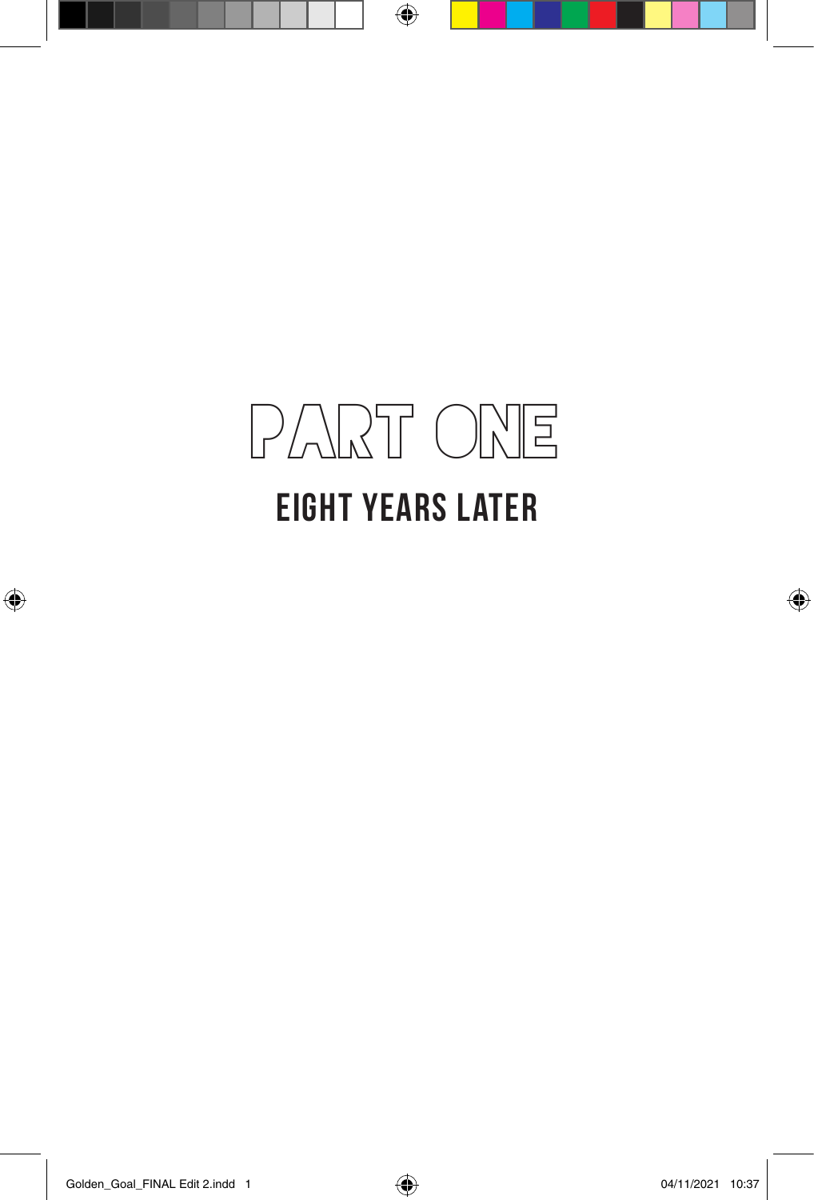# PART ONE

## EIGHT YEARS LATER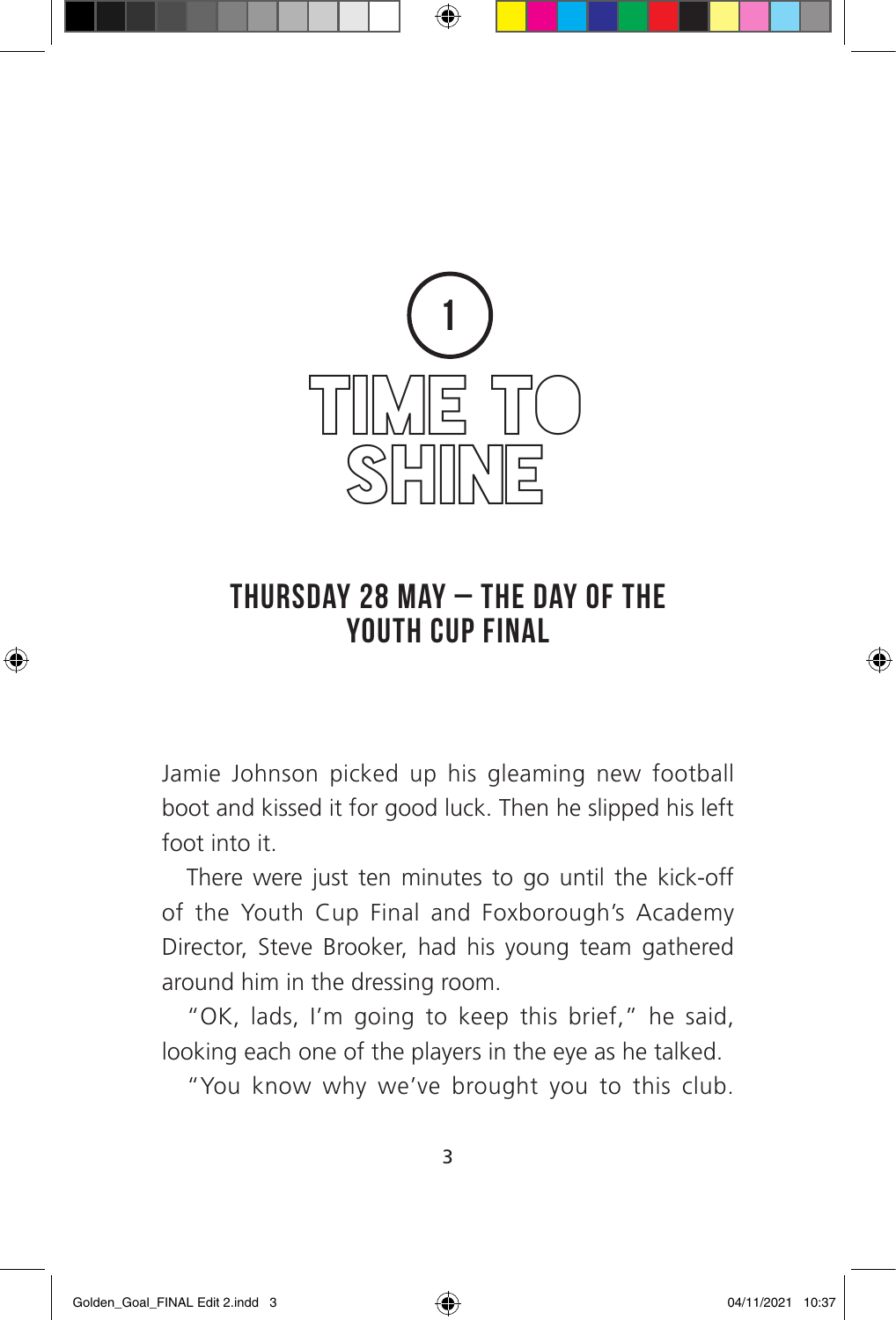# 1

# TIME TO SHINE

## THURSDAY 28 MAY – THE DAY OF THE YOUTH CUP FINAL

Jamie Johnson picked up his gleaming new football boot and kissed it for good luck. Then he slipped his left foot into it.

There were just ten minutes to go until the kick-off of the Youth Cup Final and Foxborough's Academy Director, Steve Brooker, had his young team gathered around him in the dressing room.

"OK, lads, I'm going to keep this brief," he said, looking each one of the players in the eye as he talked.

"You know why we've brought you to this club.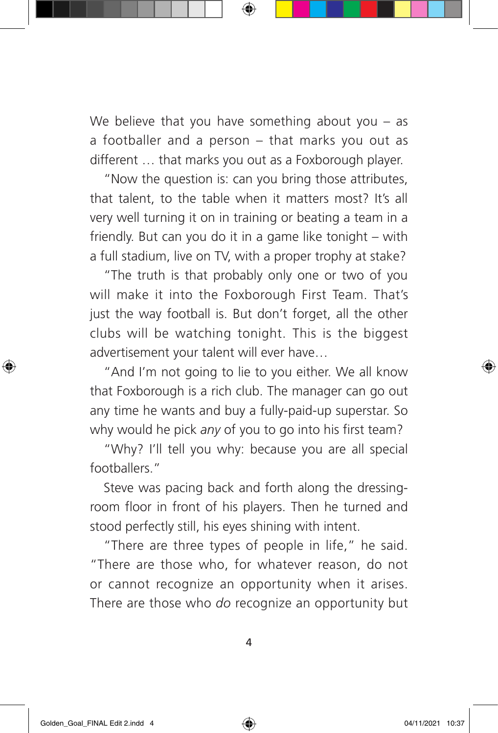We believe that you have something about you – as a footballer and a person – that marks you out as different … that marks you out as a Foxborough player.

"Now the question is: can you bring those attributes, that talent, to the table when it matters most? It's all very well turning it on in training or beating a team in a friendly. But can you do it in a game like tonight – with a full stadium, live on TV, with a proper trophy at stake?

"The truth is that probably only one or two of you will make it into the Foxborough First Team. That's just the way football is. But don't forget, all the other clubs will be watching tonight. This is the biggest advertisement your talent will ever have…

"And I'm not going to lie to you either. We all know that Foxborough is a rich club. The manager can go out any time he wants and buy a fully-paid-up superstar. So why would he pick *any* of you to go into his first team?

"Why? I'll tell you why: because you are all special footballers."

Steve was pacing back and forth along the dressing-room floor in front of his players. Then he turned and stood perfectly still, his eyes shining with intent.

"There are three types of people in life," he said. "There are those who, for whatever reason, do not or cannot recognize an opportunity when it arises. There are those who *do* recognize an opportunity but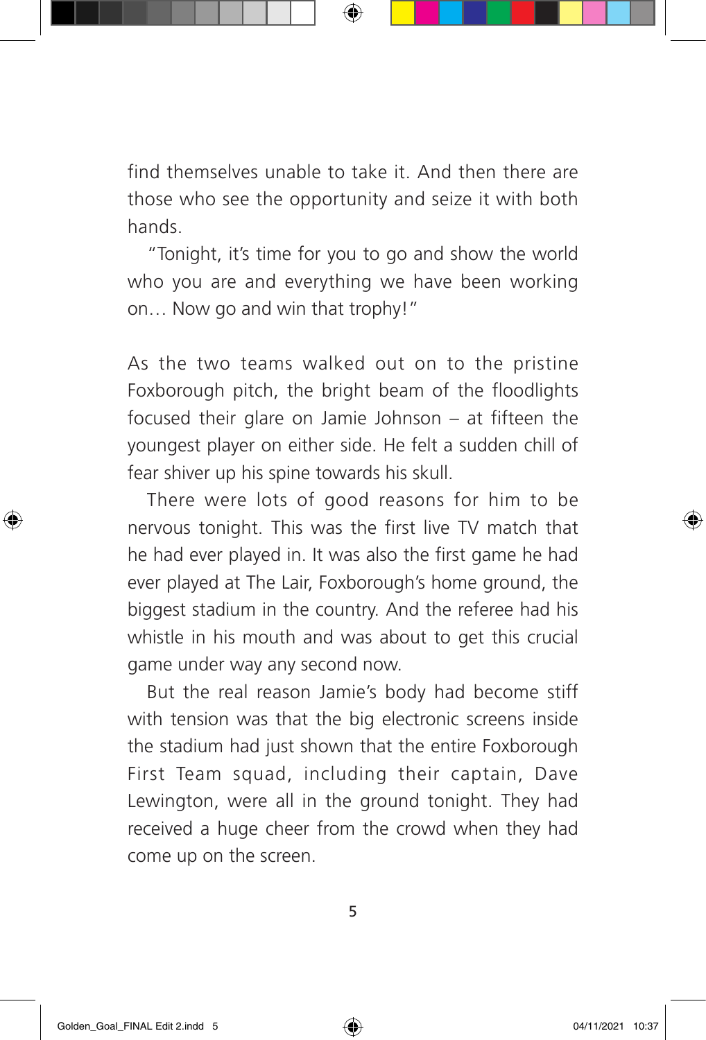find themselves unable to take it. And then there are those who see the opportunity and seize it with both hands.

"Tonight, it's time for you to go and show the world who you are and everything we have been working on… Now go and win that trophy!"

As the two teams walked out on to the pristine Foxborough pitch, the bright beam of the floodlights focused their glare on Jamie Johnson – at fifteen the youngest player on either side. He felt a sudden chill of fear shiver up his spine towards his skull.

There were lots of good reasons for him to be nervous tonight. This was the first live TV match that he had ever played in. It was also the first game he had ever played at The Lair, Foxborough's home ground, the biggest stadium in the country. And the referee had his whistle in his mouth and was about to get this crucial game under way any second now.

But the real reason Jamie's body had become stiff with tension was that the big electronic screens inside the stadium had just shown that the entire Foxborough First Team squad, including their captain, Dave Lewington, were all in the ground tonight. They had received a huge cheer from the crowd when they had come up on the screen.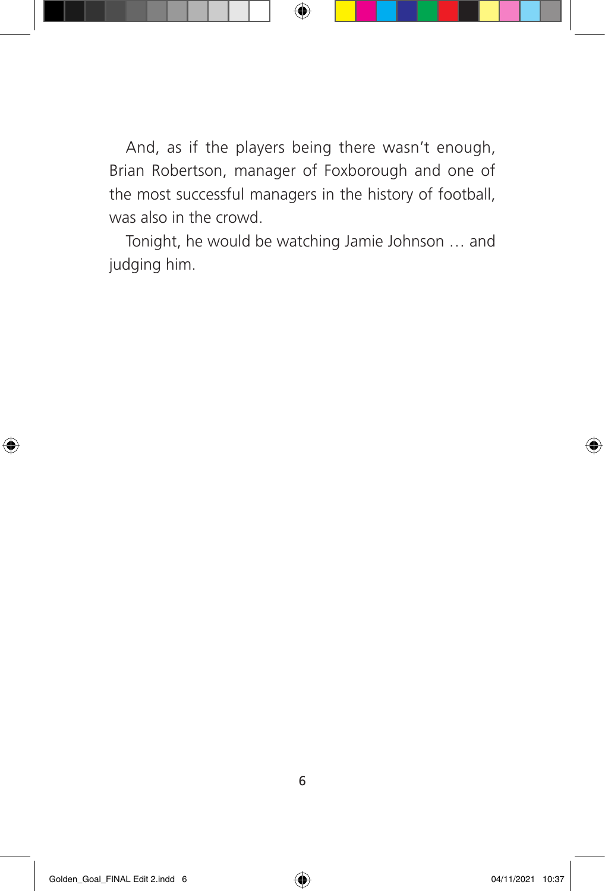And, as if the players being there wasn't enough, Brian Robertson, manager of Foxborough and one of the most successful managers in the history of football, was also in the crowd.

Tonight, he would be watching Jamie Johnson … and judging him.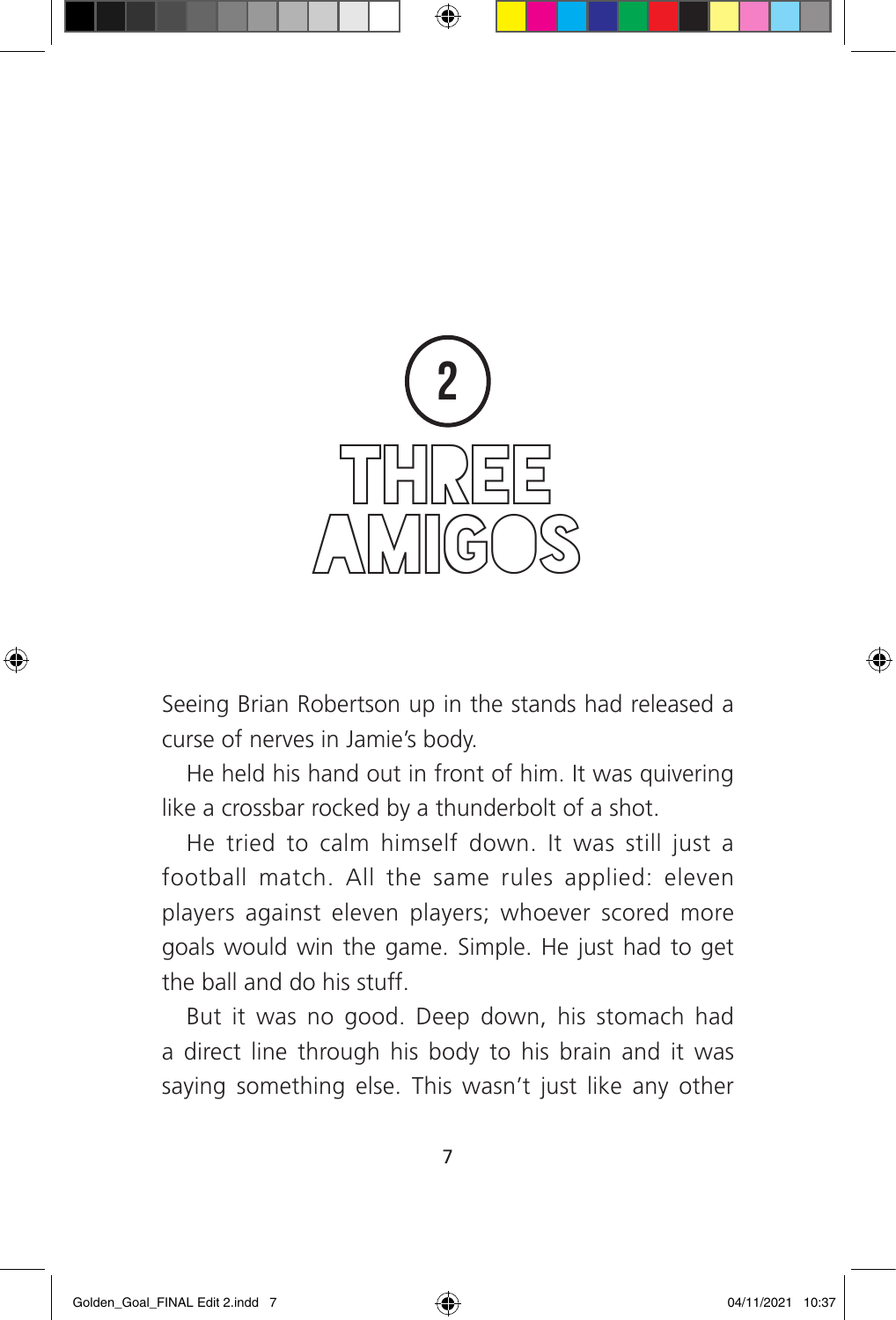# 2

# THREE AMIGOS

Seeing Brian Robertson up in the stands had released a curse of nerves in Jamie's body.

He held his hand out in front of him. It was quivering like a crossbar rocked by a thunderbolt of a shot.

He tried to calm himself down. It was still just a football match. All the same rules applied: eleven players against eleven players; whoever scored more goals would win the game. Simple. He just had to get the ball and do his stuff.

But it was no good. Deep down, his stomach had a direct line through his body to his brain and it was saying something else. This wasn't just like any other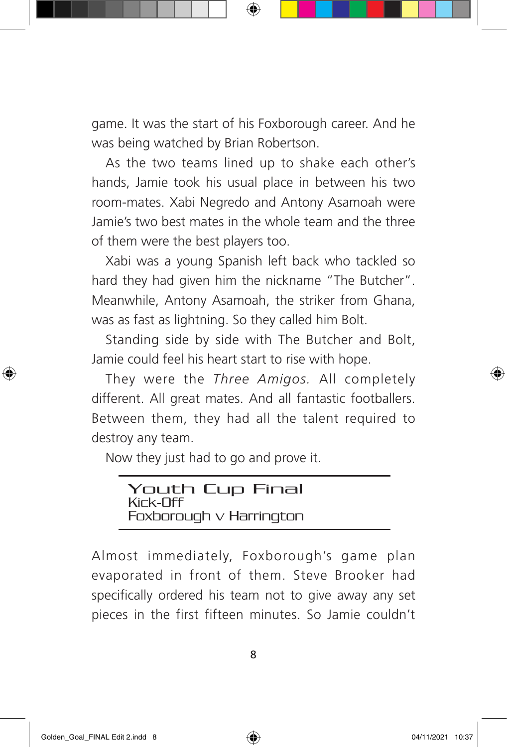game. It was the start of his Foxborough career. And he was being watched by Brian Robertson.

As the two teams lined up to shake each other's hands, Jamie took his usual place in between his two room-mates. Xabi Negredo and Antony Asamoah were Jamie's two best mates in the whole team and the three of them were the best players too.

Xabi was a young Spanish left back who tackled so hard they had given him the nickname "The Butcher". Meanwhile, Antony Asamoah, the striker from Ghana, was as fast as lightning. So they called him Bolt.

Standing side by side with The Butcher and Bolt, Jamie could feel his heart start to rise with hope.

They were the *Three Amigos.* All completely different. All great mates. And all fantastic footballers. Between them, they had all the talent required to destroy any team.

Now they just had to go and prove it.

---

**Youth Cup Final**
Kick-Off
Foxborough v Harrington

---

Almost immediately, Foxborough's game plan evaporated in front of them. Steve Brooker had specifically ordered his team not to give away any set pieces in the first fifteen minutes. So Jamie couldn't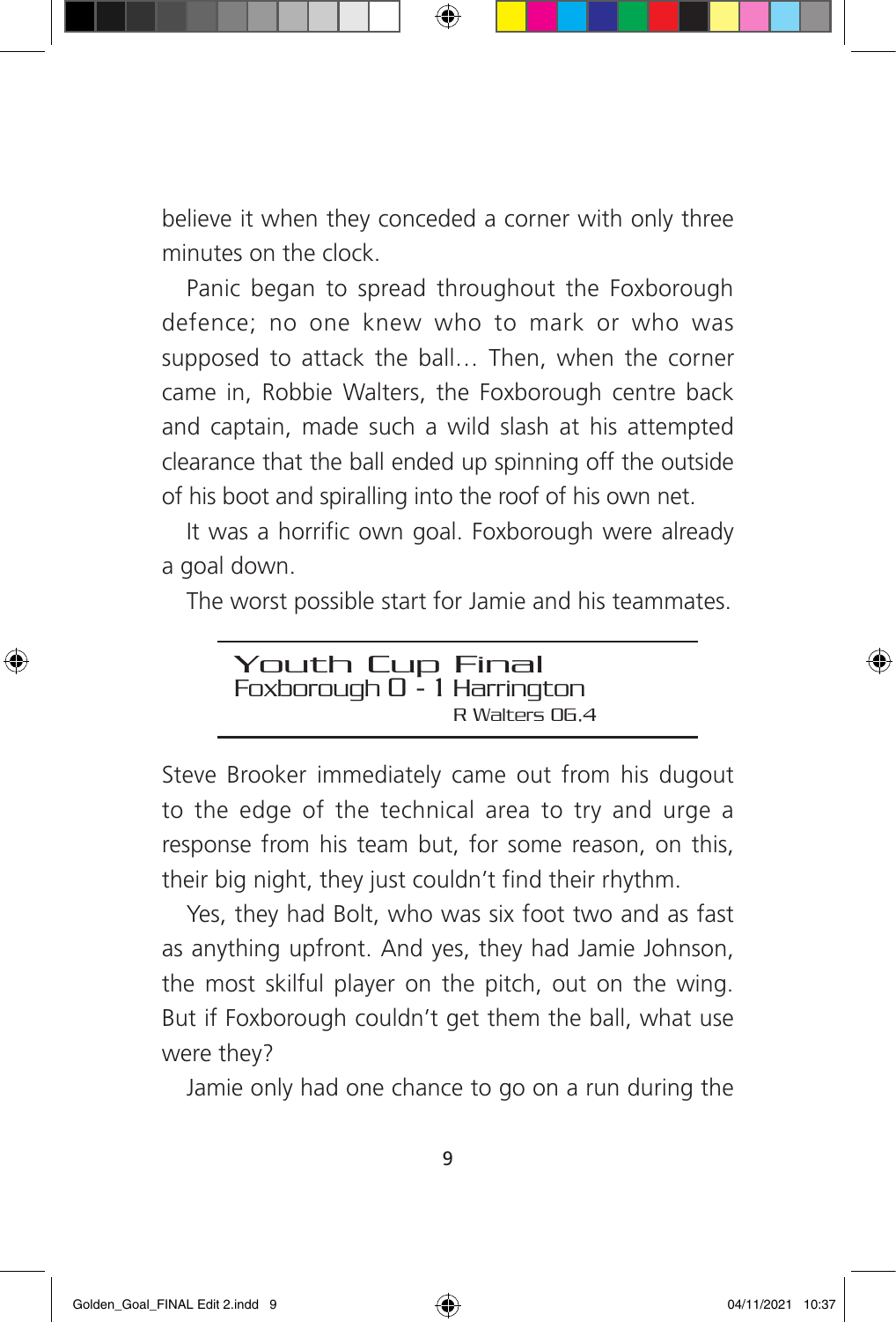believe it when they conceded a corner with only three minutes on the clock.

Panic began to spread throughout the Foxborough defence; no one knew who to mark or who was supposed to attack the ball… Then, when the corner came in, Robbie Walters, the Foxborough centre back and captain, made such a wild slash at his attempted clearance that the ball ended up spinning off the outside of his boot and spiralling into the roof of his own net.

It was a horrific own goal. Foxborough were already a goal down.

The worst possible start for Jamie and his teammates.

---

**Youth Cup Final**
Foxborough 0 - 1 Harrington
R Walters 06.4

---

Steve Brooker immediately came out from his dugout to the edge of the technical area to try and urge a response from his team but, for some reason, on this, their big night, they just couldn't find their rhythm.

Yes, they had Bolt, who was six foot two and as fast as anything upfront. And yes, they had Jamie Johnson, the most skilful player on the pitch, out on the wing. But if Foxborough couldn't get them the ball, what use were they?

Jamie only had one chance to go on a run during the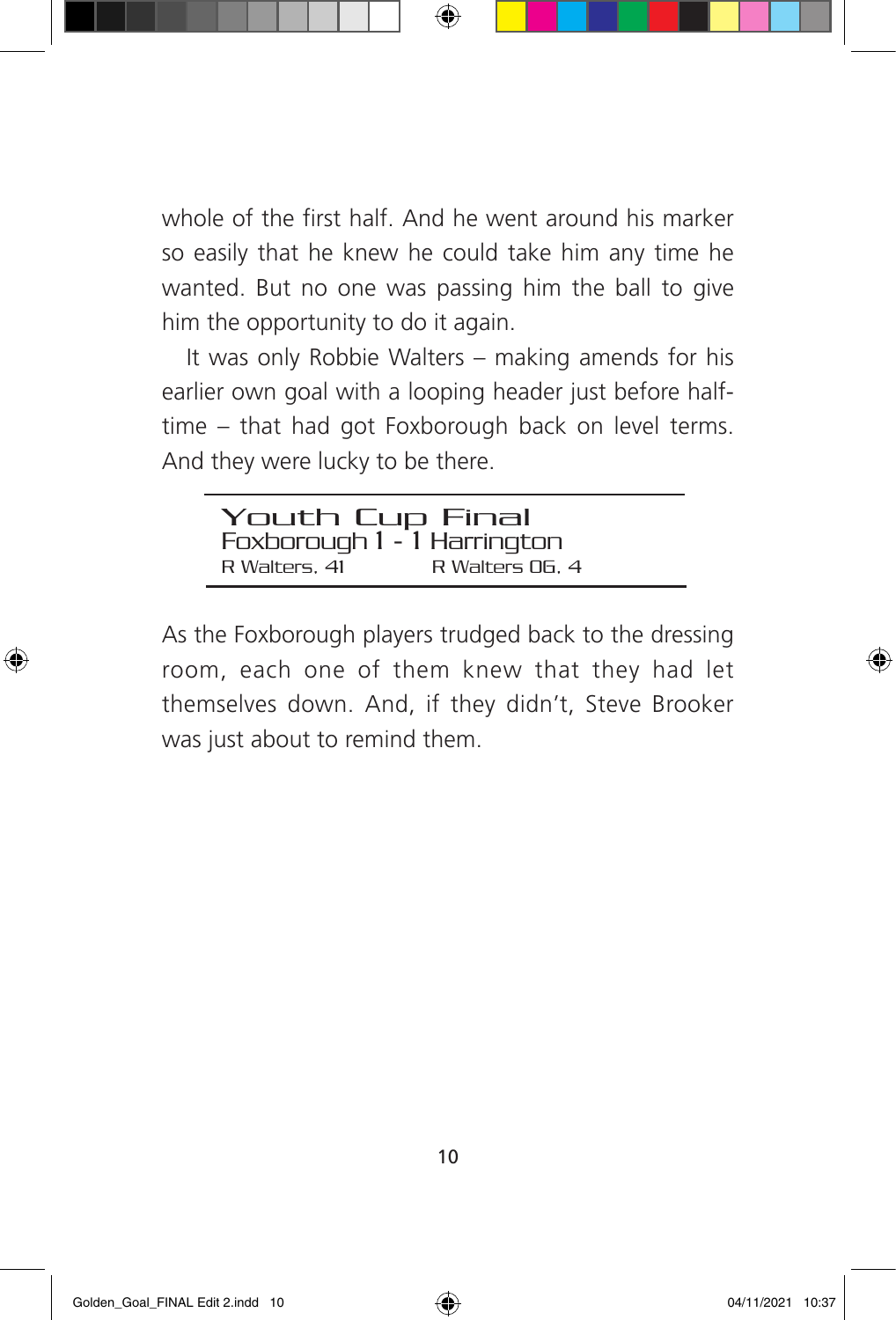whole of the first half. And he went around his marker so easily that he knew he could take him any time he wanted. But no one was passing him the ball to give him the opportunity to do it again.

It was only Robbie Walters – making amends for his earlier own goal with a looping header just before half-time – that had got Foxborough back on level terms. And they were lucky to be there.

---

**Youth Cup Final**
Foxborough 1 - 1 Harrington
R Walters, 41 R Walters OG, 4

---

As the Foxborough players trudged back to the dressing room, each one of them knew that they had let themselves down. And, if they didn't, Steve Brooker was just about to remind them.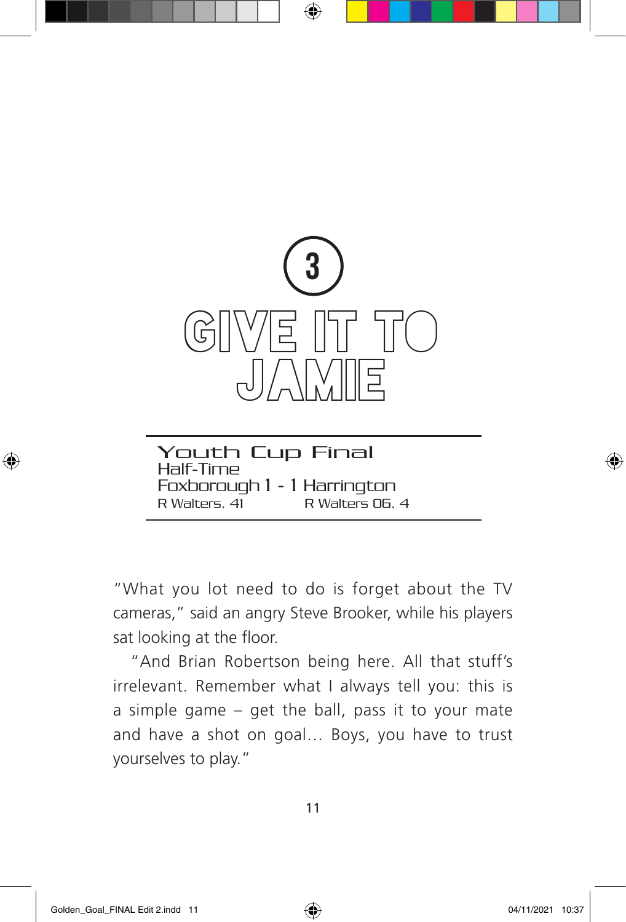# 3
# GIVE IT TO JAMIE

| Youth Cup Final | |
|---|---|
| Half-Time | |
| Foxborough 1 - | 1 Harrington |
| R Walters, 41 | R Walters OG, 4 |

"What you lot need to do is forget about the TV cameras," said an angry Steve Brooker, while his players sat looking at the floor.

"And Brian Robertson being here. All that stuff's irrelevant. Remember what I always tell you: this is a simple game – get the ball, pass it to your mate and have a shot on goal… Boys, you have to trust yourselves to play."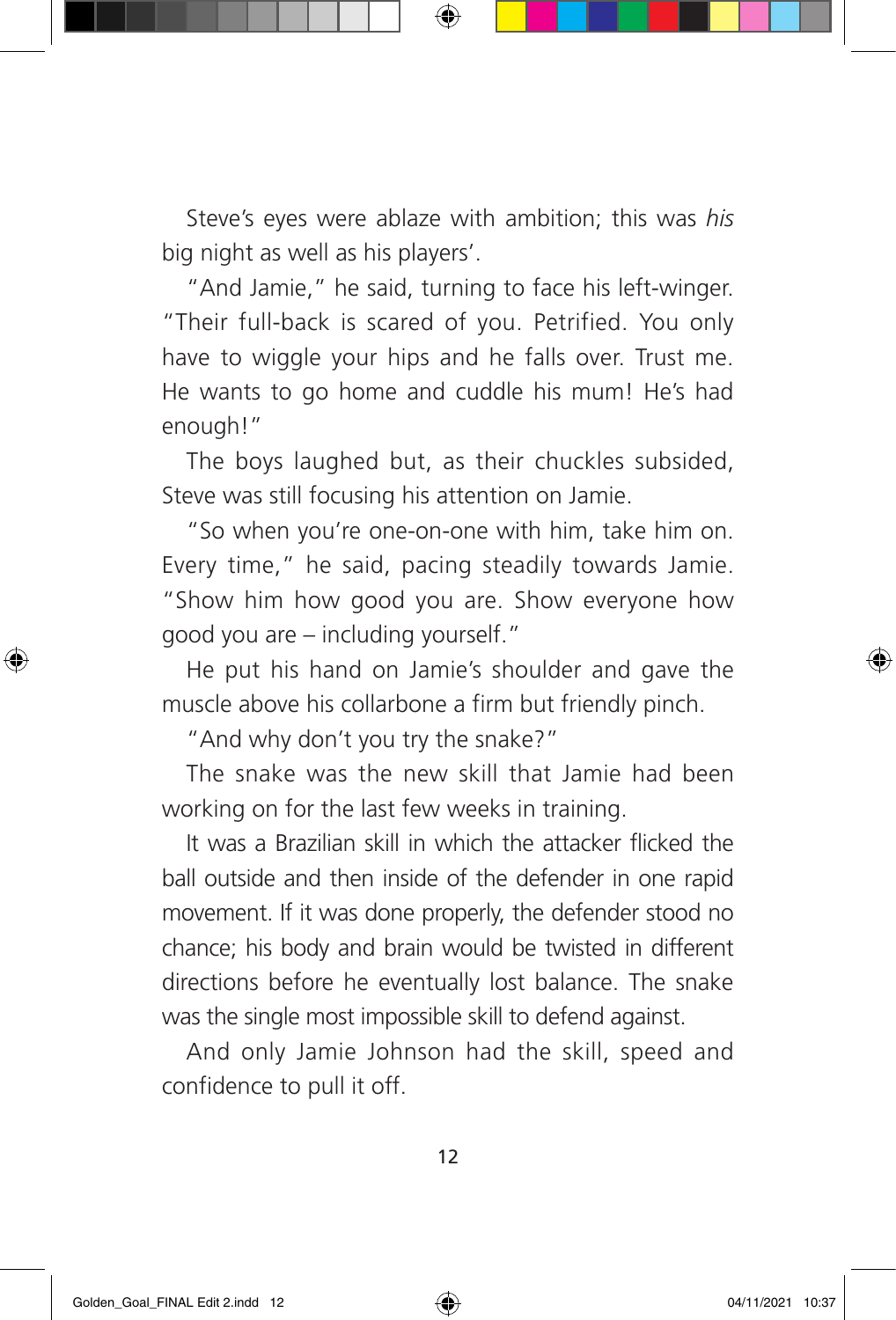Steve's eyes were ablaze with ambition; this was *his* big night as well as his players'.

"And Jamie," he said, turning to face his left-winger. "Their full-back is scared of you. Petrified. You only have to wiggle your hips and he falls over. Trust me. He wants to go home and cuddle his mum! He's had enough!"

The boys laughed but, as their chuckles subsided, Steve was still focusing his attention on Jamie.

"So when you're one-on-one with him, take him on. Every time," he said, pacing steadily towards Jamie. "Show him how good you are. Show everyone how good you are – including yourself."

He put his hand on Jamie's shoulder and gave the muscle above his collarbone a firm but friendly pinch.

"And why don't you try the snake?"

The snake was the new skill that Jamie had been working on for the last few weeks in training.

It was a Brazilian skill in which the attacker flicked the ball outside and then inside of the defender in one rapid movement. If it was done properly, the defender stood no chance; his body and brain would be twisted in different directions before he eventually lost balance. The snake was the single most impossible skill to defend against.

And only Jamie Johnson had the skill, speed and confidence to pull it off.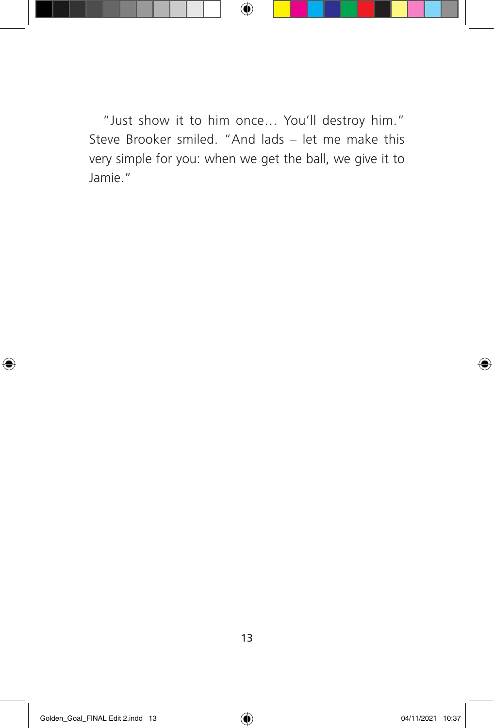"Just show it to him once… You'll destroy him." Steve Brooker smiled. "And lads – let me make this very simple for you: when we get the ball, we give it to Jamie."